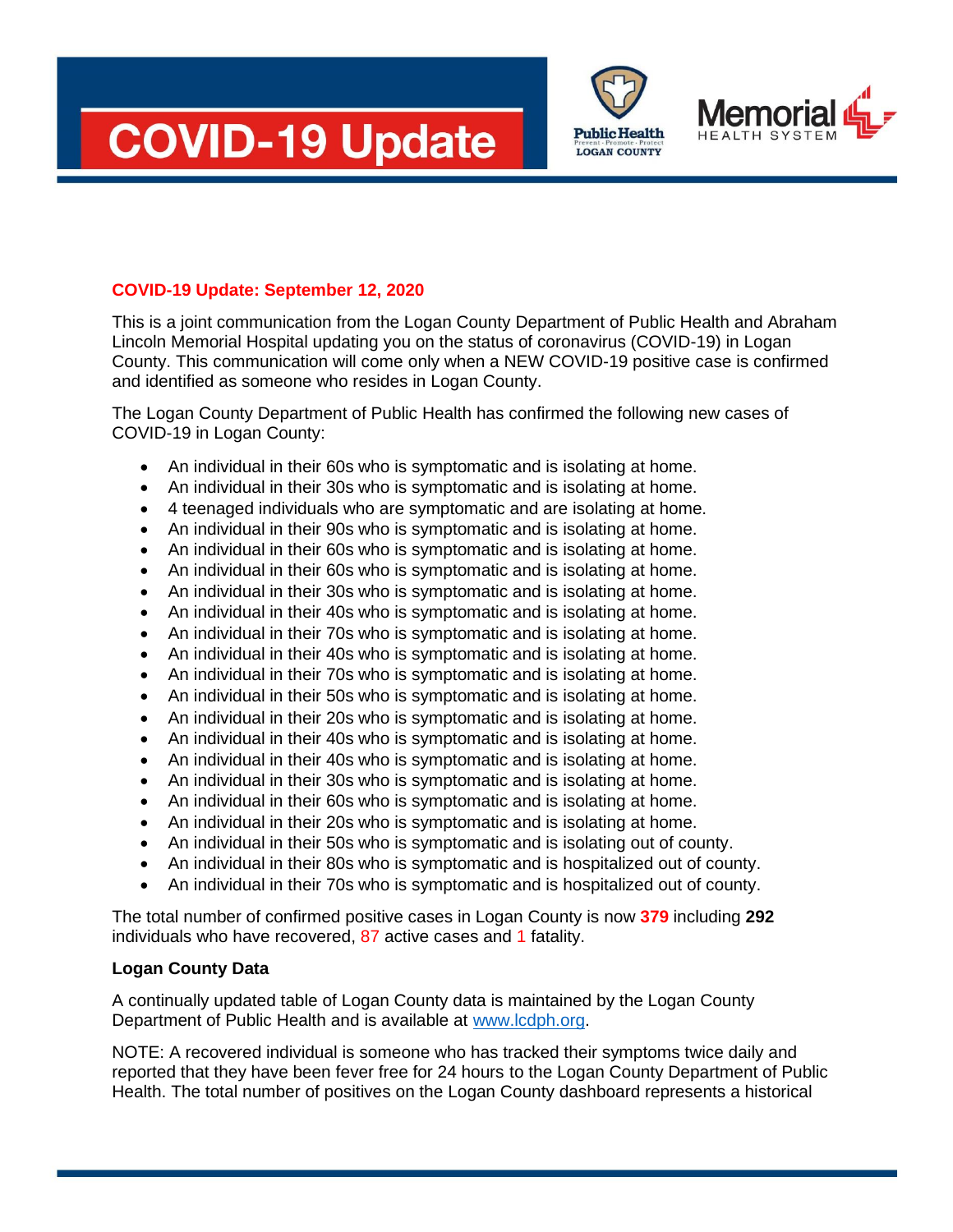# COVID-19 Update

**COVID-19 Update: September 12, 2020**

This is a joint communication from the Logan County Department of Public Health and Abraham Lincoln Memorial Hospital updating you on the status of coronavirus (COVID-19) in Logan County. This communication will come only when a NEW COVID-19 positive case is confirmed and identified as someone who resides in Logan County.

The Logan County Department of Public Health has confirmed the following new cases of COVID-19 in Logan County:

- An individual in their 60s who is symptomatic and is isolating at home.
- An individual in their 30s who is symptomatic and is isolating at home.
- 4 teenaged individuals who are symptomatic and are isolating at home.
- An individual in their 90s who is symptomatic and is isolating at home.
- An individual in their 60s who is symptomatic and is isolating at home.
- An individual in their 60s who is symptomatic and is isolating at home.
- An individual in their 30s who is symptomatic and is isolating at home.
- An individual in their 40s who is symptomatic and is isolating at home.
- An individual in their 70s who is symptomatic and is isolating at home.
- An individual in their 40s who is symptomatic and is isolating at home.
- An individual in their 70s who is symptomatic and is isolating at home.
- An individual in their 50s who is symptomatic and is isolating at home.
- An individual in their 20s who is symptomatic and is isolating at home.
- An individual in their 40s who is symptomatic and is isolating at home.
- An individual in their 40s who is symptomatic and is isolating at home.
- An individual in their 30s who is symptomatic and is isolating at home.
- An individual in their 60s who is symptomatic and is isolating at home.
- An individual in their 20s who is symptomatic and is isolating at home.
- An individual in their 50s who is symptomatic and is isolating out of county.
- An individual in their 80s who is symptomatic and is hospitalized out of county.
- An individual in their 70s who is symptomatic and is hospitalized out of county.

The total number of confirmed positive cases in Logan County is now **379** including **292** individuals who have recovered, 87 active cases and 1 fatality.

**Logan County Data**

A continually updated table of Logan County data is maintained by the Logan County Department of Public Health and is available at [www.lcdph.org](http://www.lcdph.org).

NOTE: A recovered individual is someone who has tracked their symptoms twice daily and reported that they have been fever free for 24 hours to the Logan County Department of Public Health. The total number of positives on the Logan County dashboard represents a historical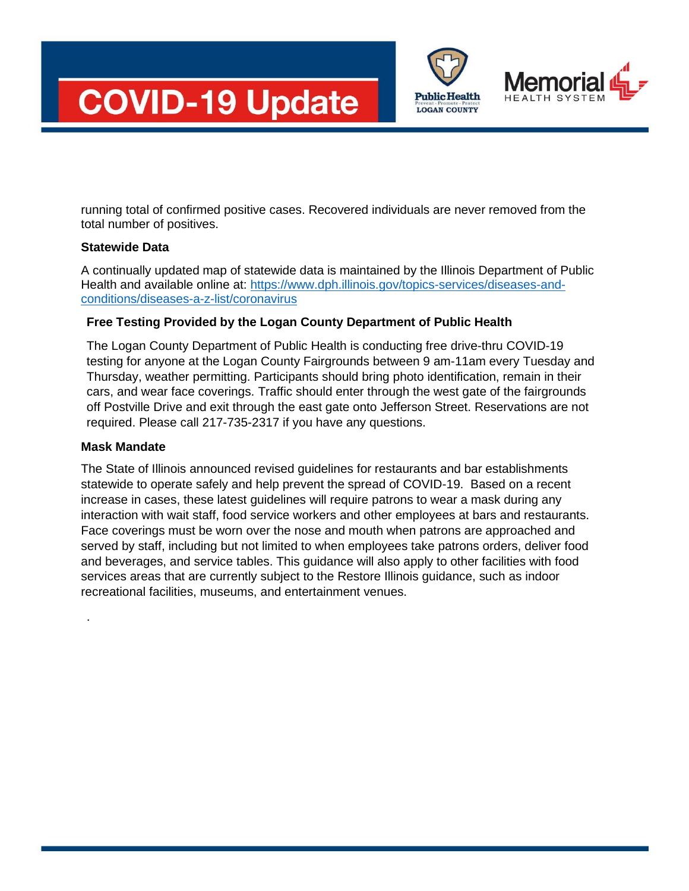running total of confirmed positive cases. Recovered individuals are never removed from the total number of positives.

**Statewide Data**

A continually updated map of statewide data is maintained by the Illinois Department of Public Health and available online at: [https://www.dph.illinois.gov/topics-services/diseases-and-conditions/diseases-a-z-list/coronavirus](https://www.dph.illinois.gov/topics-services/diseases-and-conditions/diseases-a-z-list/coronavirus)

**Free Testing Provided by the Logan County Department of Public Health**

The Logan County Department of Public Health is conducting free drive-thru COVID-19 testing for anyone at the Logan County Fairgrounds between 9 am-11am every Tuesday and Thursday, weather permitting. Participants should bring photo identification, remain in their cars, and wear face coverings. Traffic should enter through the west gate of the fairgrounds off Postville Drive and exit through the east gate onto Jefferson Street. Reservations are not required. Please call 217-735-2317 if you have any questions.

**Mask Mandate**

The State of Illinois announced revised guidelines for restaurants and bar establishments statewide to operate safely and help prevent the spread of COVID-19. Based on a recent increase in cases, these latest guidelines will require patrons to wear a mask during any interaction with wait staff, food service workers and other employees at bars and restaurants. Face coverings must be worn over the nose and mouth when patrons are approached and served by staff, including but not limited to when employees take patrons orders, deliver food and beverages, and service tables. This guidance will also apply to other facilities with food services areas that are currently subject to the Restore Illinois guidance, such as indoor recreational facilities, museums, and entertainment venues.

.